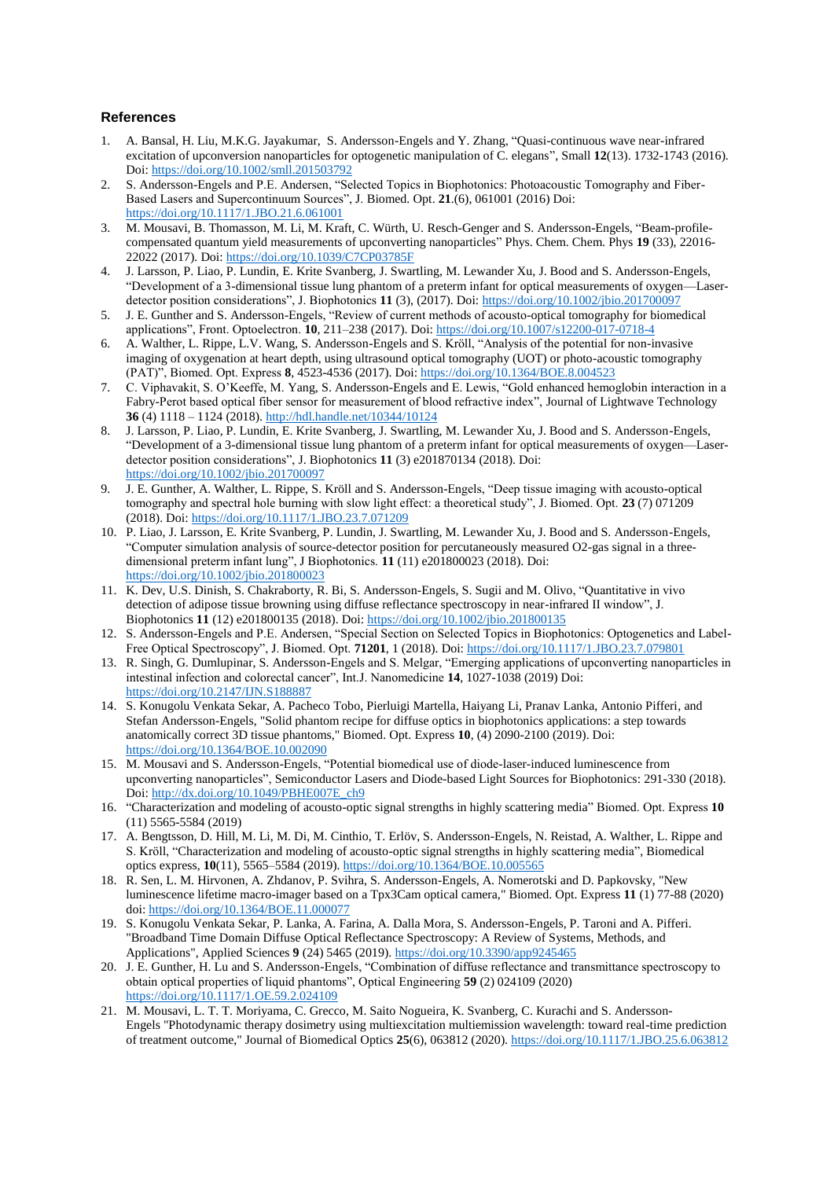## References

1. A. Bansal, H. Liu, M.K.G. Jayakumar, S. Andersson-Engels and Y. Zhang, "Quasi-continuous wave near-infrared excitation of upconversion nanoparticles for optogenetic manipulation of C. elegans", Small **12**(13). 1732-1743 (2016). Doi: https://doi.org/10.1002/smll.201503792
2. S. Andersson-Engels and P.E. Andersen, "Selected Topics in Biophotonics: Photoacoustic Tomography and Fiber-Based Lasers and Supercontinuum Sources", J. Biomed. Opt. **21**.(6), 061001 (2016) Doi: https://doi.org/10.1117/1.JBO.21.6.061001
3. M. Mousavi, B. Thomasson, M. Li, M. Kraft, C. Würth, U. Resch-Genger and S. Andersson-Engels, "Beam-profile-compensated quantum yield measurements of upconverting nanoparticles" Phys. Chem. Chem. Phys **19** (33), 22016-22022 (2017). Doi: https://doi.org/10.1039/C7CP03785F
4. J. Larsson, P. Liao, P. Lundin, E. Krite Svanberg, J. Swartling, M. Lewander Xu, J. Bood and S. Andersson-Engels, "Development of a 3-dimensional tissue lung phantom of a preterm infant for optical measurements of oxygen—Laser-detector position considerations", J. Biophotonics **11** (3), (2017). Doi: https://doi.org/10.1002/jbio.201700097
5. J. E. Gunther and S. Andersson-Engels, "Review of current methods of acousto-optical tomography for biomedical applications", Front. Optoelectron. **10**, 211–238 (2017). Doi: https://doi.org/10.1007/s12200-017-0718-4
6. A. Walther, L. Rippe, L.V. Wang, S. Andersson-Engels and S. Kröll, "Analysis of the potential for non-invasive imaging of oxygenation at heart depth, using ultrasound optical tomography (UOT) or photo-acoustic tomography (PAT)", Biomed. Opt. Express **8**, 4523-4536 (2017). Doi: https://doi.org/10.1364/BOE.8.004523
7. C. Viphavakit, S. O'Keeffe, M. Yang, S. Andersson-Engels and E. Lewis, "Gold enhanced hemoglobin interaction in a Fabry-Perot based optical fiber sensor for measurement of blood refractive index", Journal of Lightwave Technology **36** (4) 1118 – 1124 (2018). http://hdl.handle.net/10344/10124
8. J. Larsson, P. Liao, P. Lundin, E. Krite Svanberg, J. Swartling, M. Lewander Xu, J. Bood and S. Andersson-Engels, "Development of a 3-dimensional tissue lung phantom of a preterm infant for optical measurements of oxygen—Laser-detector position considerations", J. Biophotonics **11** (3) e201870134 (2018). Doi: https://doi.org/10.1002/jbio.201700097
9. J. E. Gunther, A. Walther, L. Rippe, S. Kröll and S. Andersson-Engels, "Deep tissue imaging with acousto-optical tomography and spectral hole burning with slow light effect: a theoretical study", J. Biomed. Opt. **23** (7) 071209 (2018). Doi: https://doi.org/10.1117/1.JBO.23.7.071209
10. P. Liao, J. Larsson, E. Krite Svanberg, P. Lundin, J. Swartling, M. Lewander Xu, J. Bood and S. Andersson-Engels, "Computer simulation analysis of source-detector position for percutaneously measured O2-gas signal in a three-dimensional preterm infant lung", J Biophotonics. **11** (11) e201800023 (2018). Doi: https://doi.org/10.1002/jbio.201800023
11. K. Dev, U.S. Dinish, S. Chakraborty, R. Bi, S. Andersson-Engels, S. Sugii and M. Olivo, "Quantitative in vivo detection of adipose tissue browning using diffuse reflectance spectroscopy in near-infrared II window", J. Biophotonics **11** (12) e201800135 (2018). Doi: https://doi.org/10.1002/jbio.201800135
12. S. Andersson-Engels and P.E. Andersen, "Special Section on Selected Topics in Biophotonics: Optogenetics and Label-Free Optical Spectroscopy", J. Biomed. Opt. **71201**, 1 (2018). Doi: https://doi.org/10.1117/1.JBO.23.7.079801
13. R. Singh, G. Dumlupinar, S. Andersson-Engels and S. Melgar, "Emerging applications of upconverting nanoparticles in intestinal infection and colorectal cancer", Int.J. Nanomedicine **14**, 1027-1038 (2019) Doi: https://doi.org/10.2147/IJN.S188887
14. S. Konugolu Venkata Sekar, A. Pacheco Tobo, Pierluigi Martella, Haiyang Li, Pranav Lanka, Antonio Pifferi, and Stefan Andersson-Engels, "Solid phantom recipe for diffuse optics in biophotonics applications: a step towards anatomically correct 3D tissue phantoms," Biomed. Opt. Express **10**, (4) 2090-2100 (2019). Doi: https://doi.org/10.1364/BOE.10.002090
15. M. Mousavi and S. Andersson-Engels, "Potential biomedical use of diode-laser-induced luminescence from upconverting nanoparticles", Semiconductor Lasers and Diode-based Light Sources for Biophotonics: 291-330 (2018). Doi: http://dx.doi.org/10.1049/PBHE007E_ch9
16. "Characterization and modeling of acousto-optic signal strengths in highly scattering media" Biomed. Opt. Express **10** (11) 5565-5584 (2019)
17. A. Bengtsson, D. Hill, M. Li, M. Di, M. Cinthio, T. Erlöv, S. Andersson-Engels, N. Reistad, A. Walther, L. Rippe and S. Kröll, "Characterization and modeling of acousto-optic signal strengths in highly scattering media", Biomedical optics express, **10**(11), 5565–5584 (2019). https://doi.org/10.1364/BOE.10.005565
18. R. Sen, L. M. Hirvonen, A. Zhdanov, P. Svihra, S. Andersson-Engels, A. Nomerotski and D. Papkovsky, "New luminescence lifetime macro-imager based on a Tpx3Cam optical camera," Biomed. Opt. Express **11** (1) 77-88 (2020) doi: https://doi.org/10.1364/BOE.11.000077
19. S. Konugolu Venkata Sekar, P. Lanka, A. Farina, A. Dalla Mora, S. Andersson-Engels, P. Taroni and A. Pifferi. "Broadband Time Domain Diffuse Optical Reflectance Spectroscopy: A Review of Systems, Methods, and Applications", Applied Sciences **9** (24) 5465 (2019). https://doi.org/10.3390/app9245465
20. J. E. Gunther, H. Lu and S. Andersson-Engels, "Combination of diffuse reflectance and transmittance spectroscopy to obtain optical properties of liquid phantoms", Optical Engineering **59** (2) 024109 (2020) https://doi.org/10.1117/1.OE.59.2.024109
21. M. Mousavi, L. T. T. Moriyama, C. Grecco, M. Saito Nogueira, K. Svanberg, C. Kurachi and S. Andersson-Engels "Photodynamic therapy dosimetry using multiexcitation multiemission wavelength: toward real-time prediction of treatment outcome," Journal of Biomedical Optics **25**(6), 063812 (2020). https://doi.org/10.1117/1.JBO.25.6.063812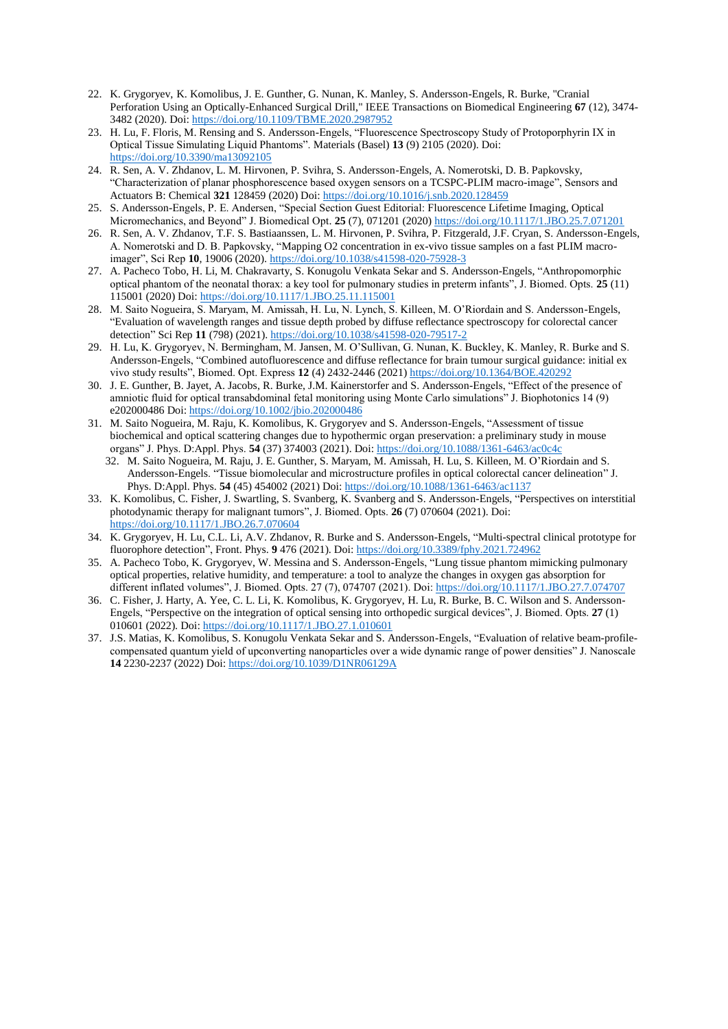22. K. Grygoryev, K. Komolibus, J. E. Gunther, G. Nunan, K. Manley, S. Andersson-Engels, R. Burke, "Cranial Perforation Using an Optically-Enhanced Surgical Drill," IEEE Transactions on Biomedical Engineering **67** (12), 3474-3482 (2020). Doi: https://doi.org/10.1109/TBME.2020.2987952
23. H. Lu, F. Floris, M. Rensing and S. Andersson-Engels, "Fluorescence Spectroscopy Study of Protoporphyrin IX in Optical Tissue Simulating Liquid Phantoms". Materials (Basel) **13** (9) 2105 (2020). Doi: https://doi.org/10.3390/ma13092105
24. R. Sen, A. V. Zhdanov, L. M. Hirvonen, P. Svihra, S. Andersson-Engels, A. Nomerotski, D. B. Papkovsky, "Characterization of planar phosphorescence based oxygen sensors on a TCSPC-PLIM macro-image", Sensors and Actuators B: Chemical **321** 128459 (2020) Doi: https://doi.org/10.1016/j.snb.2020.128459
25. S. Andersson-Engels, P. E. Andersen, "Special Section Guest Editorial: Fluorescence Lifetime Imaging, Optical Micromechanics, and Beyond" J. Biomedical Opt. **25** (7), 071201 (2020) https://doi.org/10.1117/1.JBO.25.7.071201
26. R. Sen, A. V. Zhdanov, T.F. S. Bastiaanssen, L. M. Hirvonen, P. Svihra, P. Fitzgerald, J.F. Cryan, S. Andersson-Engels, A. Nomerotski and D. B. Papkovsky, "Mapping O2 concentration in ex-vivo tissue samples on a fast PLIM macro-imager", Sci Rep **10**, 19006 (2020). https://doi.org/10.1038/s41598-020-75928-3
27. A. Pacheco Tobo, H. Li, M. Chakravarty, S. Konugolu Venkata Sekar and S. Andersson-Engels, "Anthropomorphic optical phantom of the neonatal thorax: a key tool for pulmonary studies in preterm infants", J. Biomed. Opts. **25** (11) 115001 (2020) Doi: https://doi.org/10.1117/1.JBO.25.11.115001
28. M. Saito Nogueira, S. Maryam, M. Amissah, H. Lu, N. Lynch, S. Killeen, M. O'Riordain and S. Andersson-Engels, "Evaluation of wavelength ranges and tissue depth probed by diffuse reflectance spectroscopy for colorectal cancer detection" Sci Rep **11** (798) (2021). https://doi.org/10.1038/s41598-020-79517-2
29. H. Lu, K. Grygoryev, N. Bermingham, M. Jansen, M. O'Sullivan, G. Nunan, K. Buckley, K. Manley, R. Burke and S. Andersson-Engels, "Combined autofluorescence and diffuse reflectance for brain tumour surgical guidance: initial ex vivo study results", Biomed. Opt. Express **12** (4) 2432-2446 (2021) https://doi.org/10.1364/BOE.420292
30. J. E. Gunther, B. Jayet, A. Jacobs, R. Burke, J.M. Kainerstorfer and S. Andersson-Engels, "Effect of the presence of amniotic fluid for optical transabdominal fetal monitoring using Monte Carlo simulations" J. Biophotonics 14 (9) e202000486 Doi: https://doi.org/10.1002/jbio.202000486
31. M. Saito Nogueira, M. Raju, K. Komolibus, K. Grygoryev and S. Andersson-Engels, "Assessment of tissue biochemical and optical scattering changes due to hypothermic organ preservation: a preliminary study in mouse organs" J. Phys. D:Appl. Phys. **54** (37) 374003 (2021). Doi: https://doi.org/10.1088/1361-6463/ac0c4c
32. M. Saito Nogueira, M. Raju, J. E. Gunther, S. Maryam, M. Amissah, H. Lu, S. Killeen, M. O'Riordain and S. Andersson-Engels. "Tissue biomolecular and microstructure profiles in optical colorectal cancer delineation" J. Phys. D:Appl. Phys. **54** (45) 454002 (2021) Doi: https://doi.org/10.1088/1361-6463/ac1137
33. K. Komolibus, C. Fisher, J. Swartling, S. Svanberg, K. Svanberg and S. Andersson-Engels, "Perspectives on interstitial photodynamic therapy for malignant tumors", J. Biomed. Opts. **26** (7) 070604 (2021). Doi: https://doi.org/10.1117/1.JBO.26.7.070604
34. K. Grygoryev, H. Lu, C.L. Li, A.V. Zhdanov, R. Burke and S. Andersson-Engels, "Multi-spectral clinical prototype for fluorophore detection", Front. Phys. **9** 476 (2021). Doi: https://doi.org/10.3389/fphy.2021.724962
35. A. Pacheco Tobo, K. Grygoryev, W. Messina and S. Andersson-Engels, "Lung tissue phantom mimicking pulmonary optical properties, relative humidity, and temperature: a tool to analyze the changes in oxygen gas absorption for different inflated volumes", J. Biomed. Opts. 27 (7), 074707 (2021). Doi: https://doi.org/10.1117/1.JBO.27.7.074707
36. C. Fisher, J. Harty, A. Yee, C. L. Li, K. Komolibus, K. Grygoryev, H. Lu, R. Burke, B. C. Wilson and S. Andersson-Engels, "Perspective on the integration of optical sensing into orthopedic surgical devices", J. Biomed. Opts. **27** (1) 010601 (2022). Doi: https://doi.org/10.1117/1.JBO.27.1.010601
37. J.S. Matias, K. Komolibus, S. Konugolu Venkata Sekar and S. Andersson-Engels, "Evaluation of relative beam-profile-compensated quantum yield of upconverting nanoparticles over a wide dynamic range of power densities" J. Nanoscale **14** 2230-2237 (2022) Doi: https://doi.org/10.1039/D1NR06129A